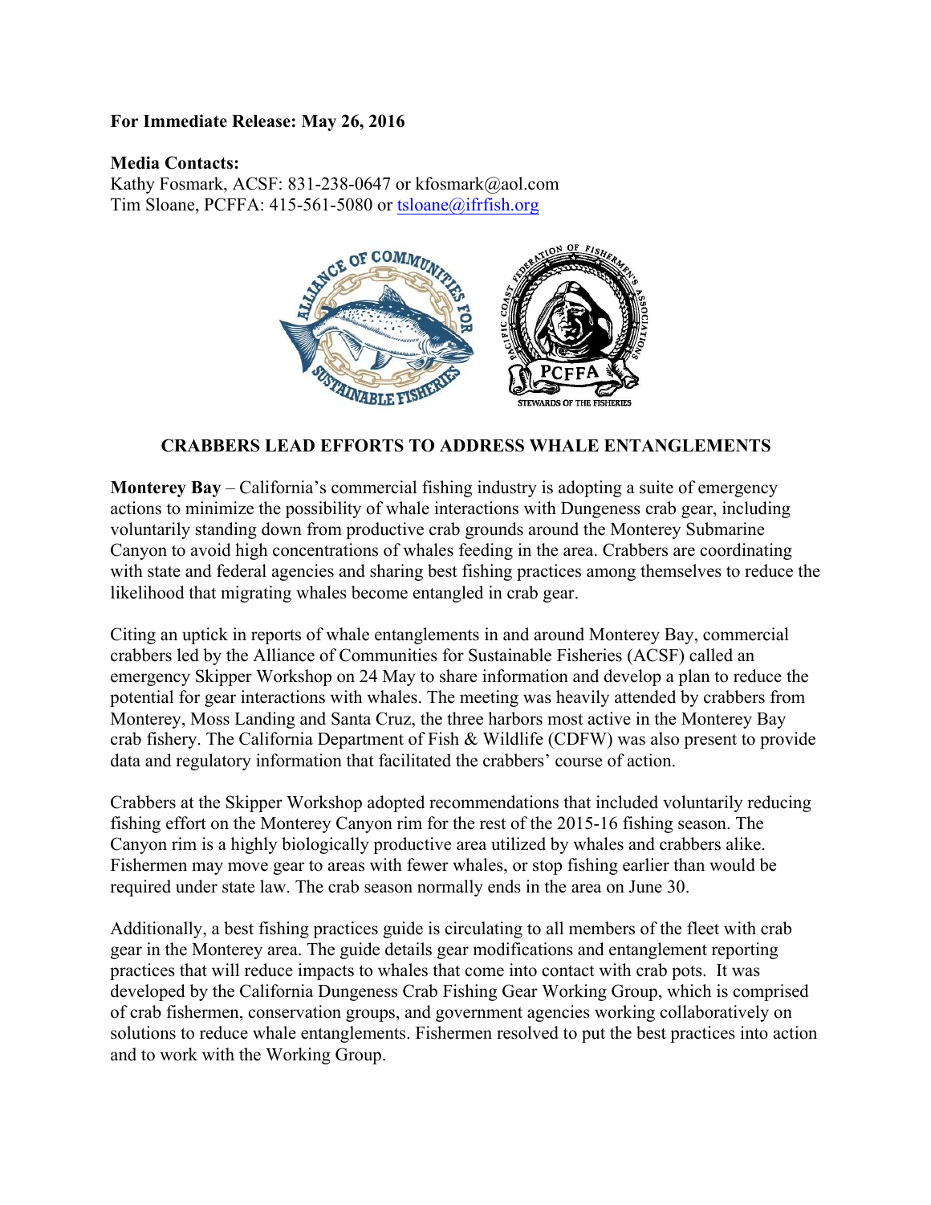**For Immediate Release: May 26, 2016**

**Media Contacts:**
Kathy Fosmark, ACSF: 831-238-0647 or kfosmark@aol.com
Tim Sloane, PCFFA: 415-561-5080 or tsloane@ifrfish.org

## CRABBERS LEAD EFFORTS TO ADDRESS WHALE ENTANGLEMENTS

**Monterey Bay** – California's commercial fishing industry is adopting a suite of emergency actions to minimize the possibility of whale interactions with Dungeness crab gear, including voluntarily standing down from productive crab grounds around the Monterey Submarine Canyon to avoid high concentrations of whales feeding in the area. Crabbers are coordinating with state and federal agencies and sharing best fishing practices among themselves to reduce the likelihood that migrating whales become entangled in crab gear.

Citing an uptick in reports of whale entanglements in and around Monterey Bay, commercial crabbers led by the Alliance of Communities for Sustainable Fisheries (ACSF) called an emergency Skipper Workshop on 24 May to share information and develop a plan to reduce the potential for gear interactions with whales. The meeting was heavily attended by crabbers from Monterey, Moss Landing and Santa Cruz, the three harbors most active in the Monterey Bay crab fishery. The California Department of Fish & Wildlife (CDFW) was also present to provide data and regulatory information that facilitated the crabbers' course of action.

Crabbers at the Skipper Workshop adopted recommendations that included voluntarily reducing fishing effort on the Monterey Canyon rim for the rest of the 2015-16 fishing season. The Canyon rim is a highly biologically productive area utilized by whales and crabbers alike. Fishermen may move gear to areas with fewer whales, or stop fishing earlier than would be required under state law. The crab season normally ends in the area on June 30.

Additionally, a best fishing practices guide is circulating to all members of the fleet with crab gear in the Monterey area. The guide details gear modifications and entanglement reporting practices that will reduce impacts to whales that come into contact with crab pots. It was developed by the California Dungeness Crab Fishing Gear Working Group, which is comprised of crab fishermen, conservation groups, and government agencies working collaboratively on solutions to reduce whale entanglements. Fishermen resolved to put the best practices into action and to work with the Working Group.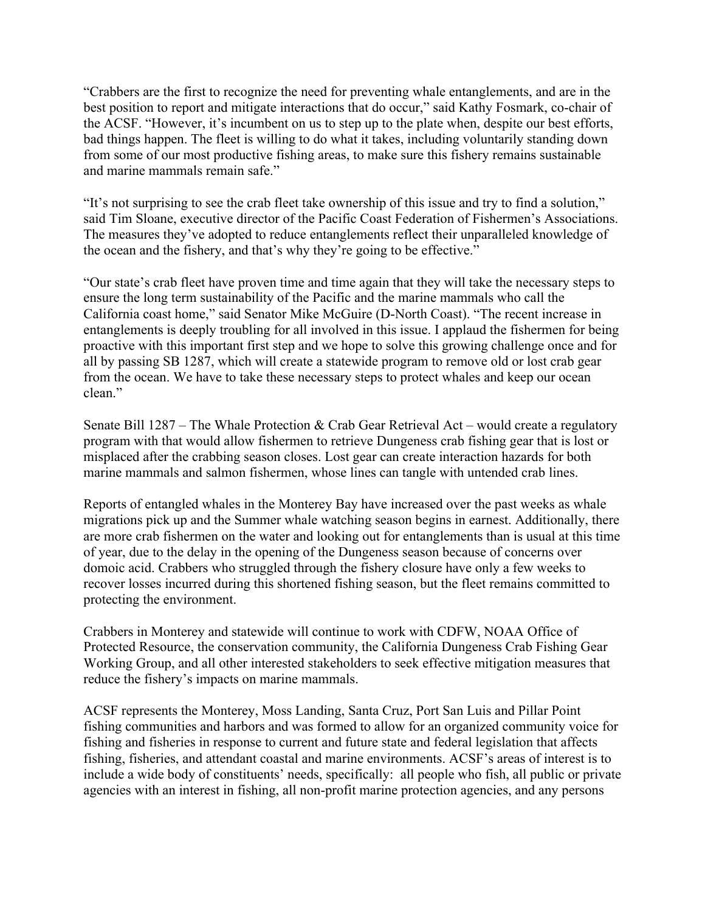“Crabbers are the first to recognize the need for preventing whale entanglements, and are in the best position to report and mitigate interactions that do occur,” said Kathy Fosmark, co-chair of the ACSF. “However, it’s incumbent on us to step up to the plate when, despite our best efforts, bad things happen. The fleet is willing to do what it takes, including voluntarily standing down from some of our most productive fishing areas, to make sure this fishery remains sustainable and marine mammals remain safe.”

“It’s not surprising to see the crab fleet take ownership of this issue and try to find a solution,” said Tim Sloane, executive director of the Pacific Coast Federation of Fishermen’s Associations. The measures they’ve adopted to reduce entanglements reflect their unparalleled knowledge of the ocean and the fishery, and that’s why they’re going to be effective.”

“Our state’s crab fleet have proven time and time again that they will take the necessary steps to ensure the long term sustainability of the Pacific and the marine mammals who call the California coast home,” said Senator Mike McGuire (D-North Coast). “The recent increase in entanglements is deeply troubling for all involved in this issue. I applaud the fishermen for being proactive with this important first step and we hope to solve this growing challenge once and for all by passing SB 1287, which will create a statewide program to remove old or lost crab gear from the ocean. We have to take these necessary steps to protect whales and keep our ocean clean.”

Senate Bill 1287 – The Whale Protection & Crab Gear Retrieval Act – would create a regulatory program with that would allow fishermen to retrieve Dungeness crab fishing gear that is lost or misplaced after the crabbing season closes. Lost gear can create interaction hazards for both marine mammals and salmon fishermen, whose lines can tangle with untended crab lines.

Reports of entangled whales in the Monterey Bay have increased over the past weeks as whale migrations pick up and the Summer whale watching season begins in earnest. Additionally, there are more crab fishermen on the water and looking out for entanglements than is usual at this time of year, due to the delay in the opening of the Dungeness season because of concerns over domoic acid. Crabbers who struggled through the fishery closure have only a few weeks to recover losses incurred during this shortened fishing season, but the fleet remains committed to protecting the environment.

Crabbers in Monterey and statewide will continue to work with CDFW, NOAA Office of Protected Resource, the conservation community, the California Dungeness Crab Fishing Gear Working Group, and all other interested stakeholders to seek effective mitigation measures that reduce the fishery’s impacts on marine mammals.

ACSF represents the Monterey, Moss Landing, Santa Cruz, Port San Luis and Pillar Point fishing communities and harbors and was formed to allow for an organized community voice for fishing and fisheries in response to current and future state and federal legislation that affects fishing, fisheries, and attendant coastal and marine environments. ACSF’s areas of interest is to include a wide body of constituents’ needs, specifically: all people who fish, all public or private agencies with an interest in fishing, all non-profit marine protection agencies, and any persons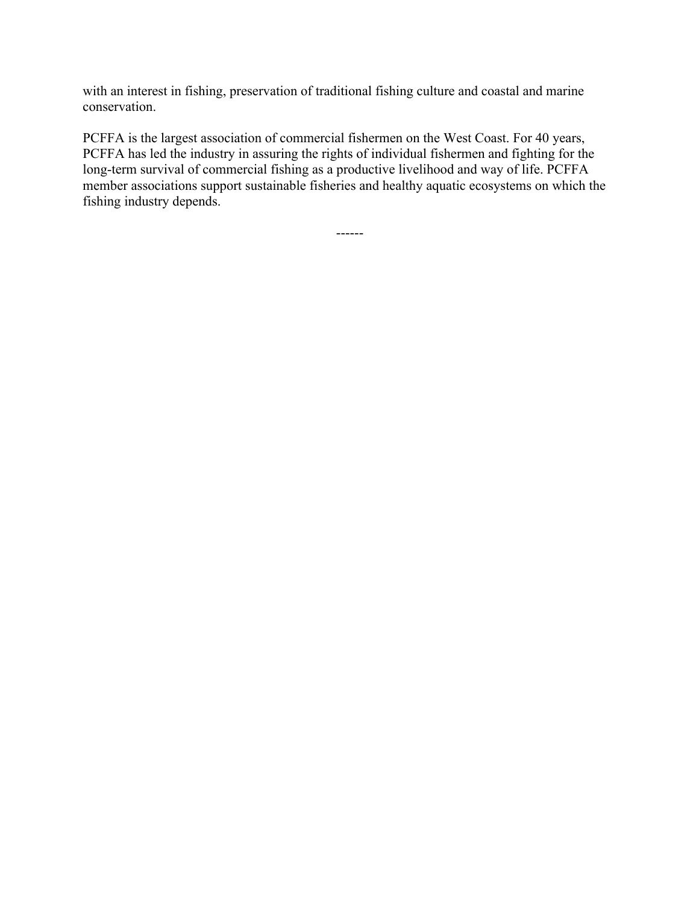with an interest in fishing, preservation of traditional fishing culture and coastal and marine conservation.

PCFFA is the largest association of commercial fishermen on the West Coast. For 40 years, PCFFA has led the industry in assuring the rights of individual fishermen and fighting for the long-term survival of commercial fishing as a productive livelihood and way of life. PCFFA member associations support sustainable fisheries and healthy aquatic ecosystems on which the fishing industry depends.

------